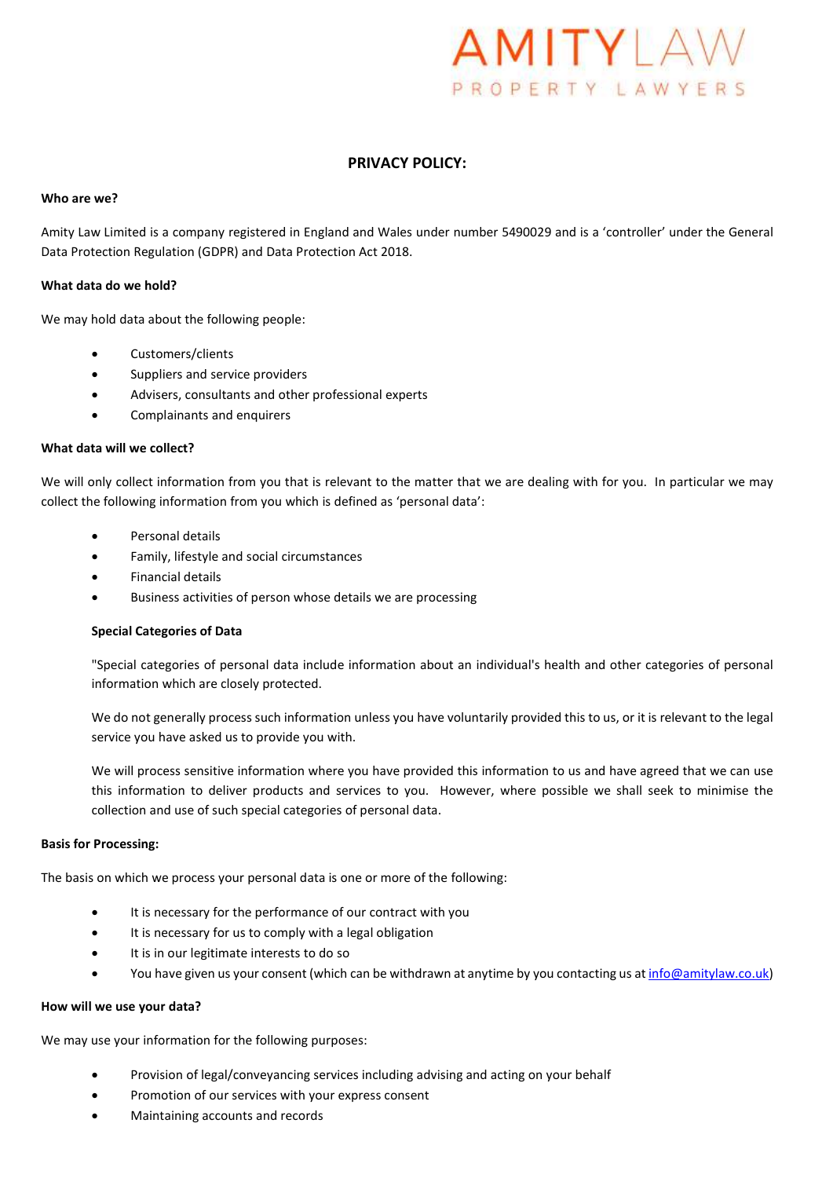AMITYLAW

PROPERTY LAWYERS

# PRIVACY POLICY:

**Who are we?**

Amity Law Limited is a company registered in England and Wales under number 5490029 and is a 'controller' under the General Data Protection Regulation (GDPR) and Data Protection Act 2018.

**What data do we hold?**

We may hold data about the following people:

- Customers/clients
- Suppliers and service providers
- Advisers, consultants and other professional experts
- Complainants and enquirers

**What data will we collect?**

We will only collect information from you that is relevant to the matter that we are dealing with for you. In particular we may collect the following information from you which is defined as 'personal data':

- Personal details
- Family, lifestyle and social circumstances
- Financial details
- Business activities of person whose details we are processing

**Special Categories of Data**

"Special categories of personal data include information about an individual's health and other categories of personal information which are closely protected.

We do not generally process such information unless you have voluntarily provided this to us, or it is relevant to the legal service you have asked us to provide you with.

We will process sensitive information where you have provided this information to us and have agreed that we can use this information to deliver products and services to you. However, where possible we shall seek to minimise the collection and use of such special categories of personal data.

**Basis for Processing:**

The basis on which we process your personal data is one or more of the following:

- It is necessary for the performance of our contract with you
- It is necessary for us to comply with a legal obligation
- It is in our legitimate interests to do so
- You have given us your consent (which can be withdrawn at anytime by you contacting us at info@amitylaw.co.uk)

**How will we use your data?**

We may use your information for the following purposes:

- Provision of legal/conveyancing services including advising and acting on your behalf
- Promotion of our services with your express consent
- Maintaining accounts and records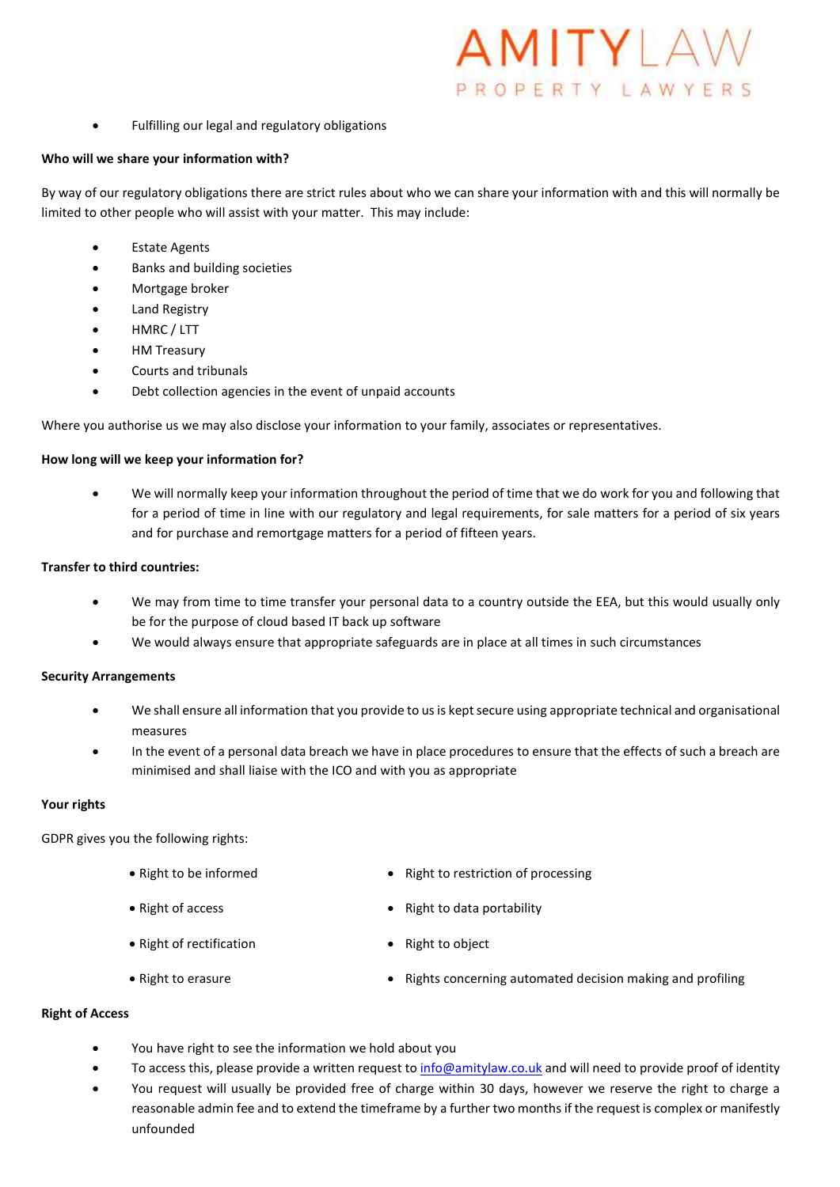- Fulfilling our legal and regulatory obligations

**Who will we share your information with?**

By way of our regulatory obligations there are strict rules about who we can share your information with and this will normally be limited to other people who will assist with your matter. This may include:

- Estate Agents
- Banks and building societies
- Mortgage broker
- Land Registry
- HMRC / LTT
- HM Treasury
- Courts and tribunals
- Debt collection agencies in the event of unpaid accounts

Where you authorise us we may also disclose your information to your family, associates or representatives.

**How long will we keep your information for?**

- We will normally keep your information throughout the period of time that we do work for you and following that for a period of time in line with our regulatory and legal requirements, for sale matters for a period of six years and for purchase and remortgage matters for a period of fifteen years.

**Transfer to third countries:**

- We may from time to time transfer your personal data to a country outside the EEA, but this would usually only be for the purpose of cloud based IT back up software
- We would always ensure that appropriate safeguards are in place at all times in such circumstances

**Security Arrangements**

- We shall ensure all information that you provide to us is kept secure using appropriate technical and organisational measures
- In the event of a personal data breach we have in place procedures to ensure that the effects of such a breach are minimised and shall liaise with the ICO and with you as appropriate

**Your rights**

GDPR gives you the following rights:

- Right to be informed
- Right of access
- Right of rectification
- Right to erasure
- Right to restriction of processing
- Right to data portability
- Right to object
- Rights concerning automated decision making and profiling

**Right of Access**

- You have right to see the information we hold about you
- To access this, please provide a written request to info@amitylaw.co.uk and will need to provide proof of identity
- You request will usually be provided free of charge within 30 days, however we reserve the right to charge a reasonable admin fee and to extend the timeframe by a further two months if the request is complex or manifestly unfounded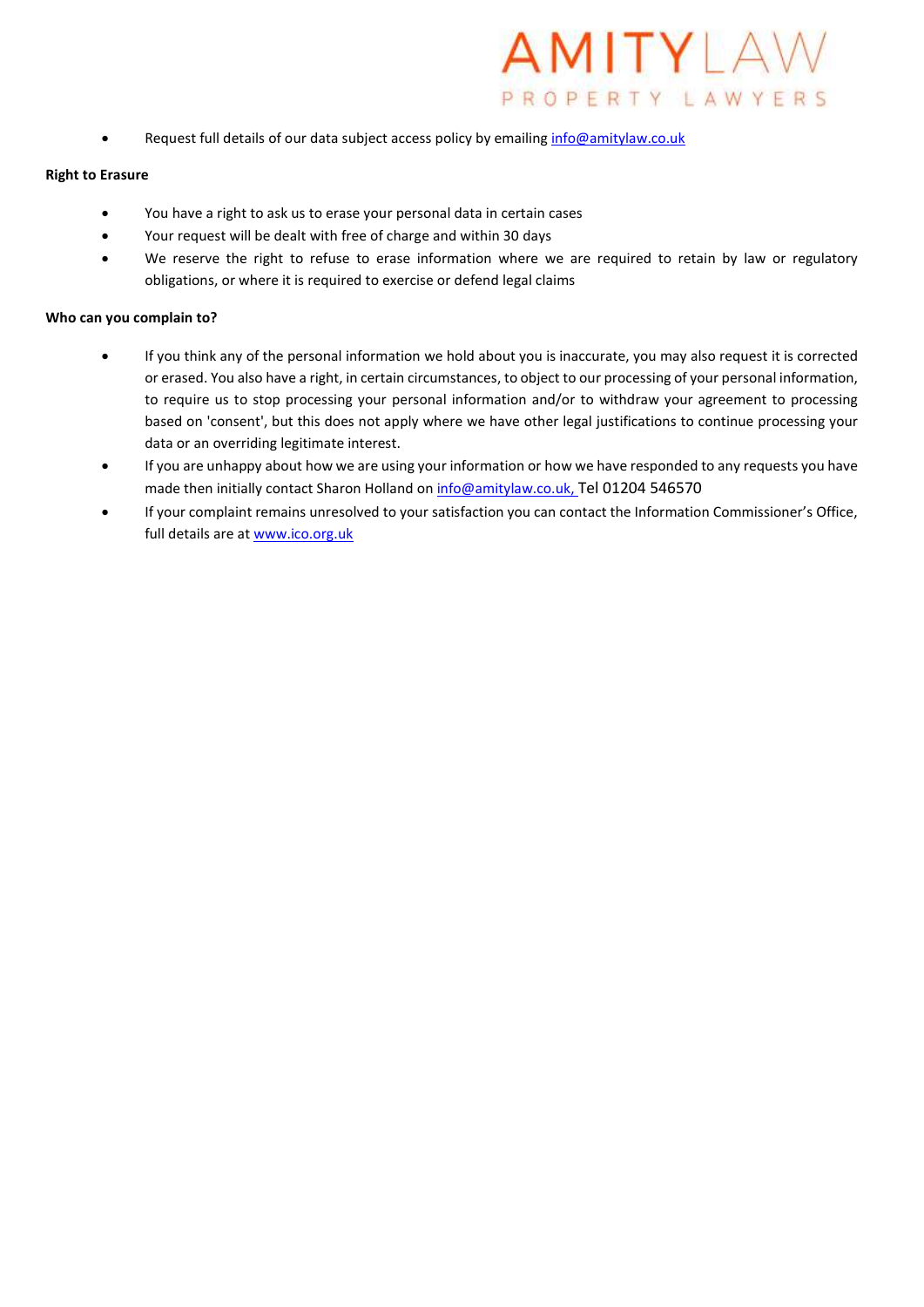- Request full details of our data subject access policy by emailing info@amitylaw.co.uk

**Right to Erasure**

- You have a right to ask us to erase your personal data in certain cases
- Your request will be dealt with free of charge and within 30 days
- We reserve the right to refuse to erase information where we are required to retain by law or regulatory obligations, or where it is required to exercise or defend legal claims

**Who can you complain to?**

- If you think any of the personal information we hold about you is inaccurate, you may also request it is corrected or erased. You also have a right, in certain circumstances, to object to our processing of your personal information, to require us to stop processing your personal information and/or to withdraw your agreement to processing based on 'consent', but this does not apply where we have other legal justifications to continue processing your data or an overriding legitimate interest.
- If you are unhappy about how we are using your information or how we have responded to any requests you have made then initially contact Sharon Holland on info@amitylaw.co.uk, Tel 01204 546570
- If your complaint remains unresolved to your satisfaction you can contact the Information Commissioner's Office, full details are at www.ico.org.uk